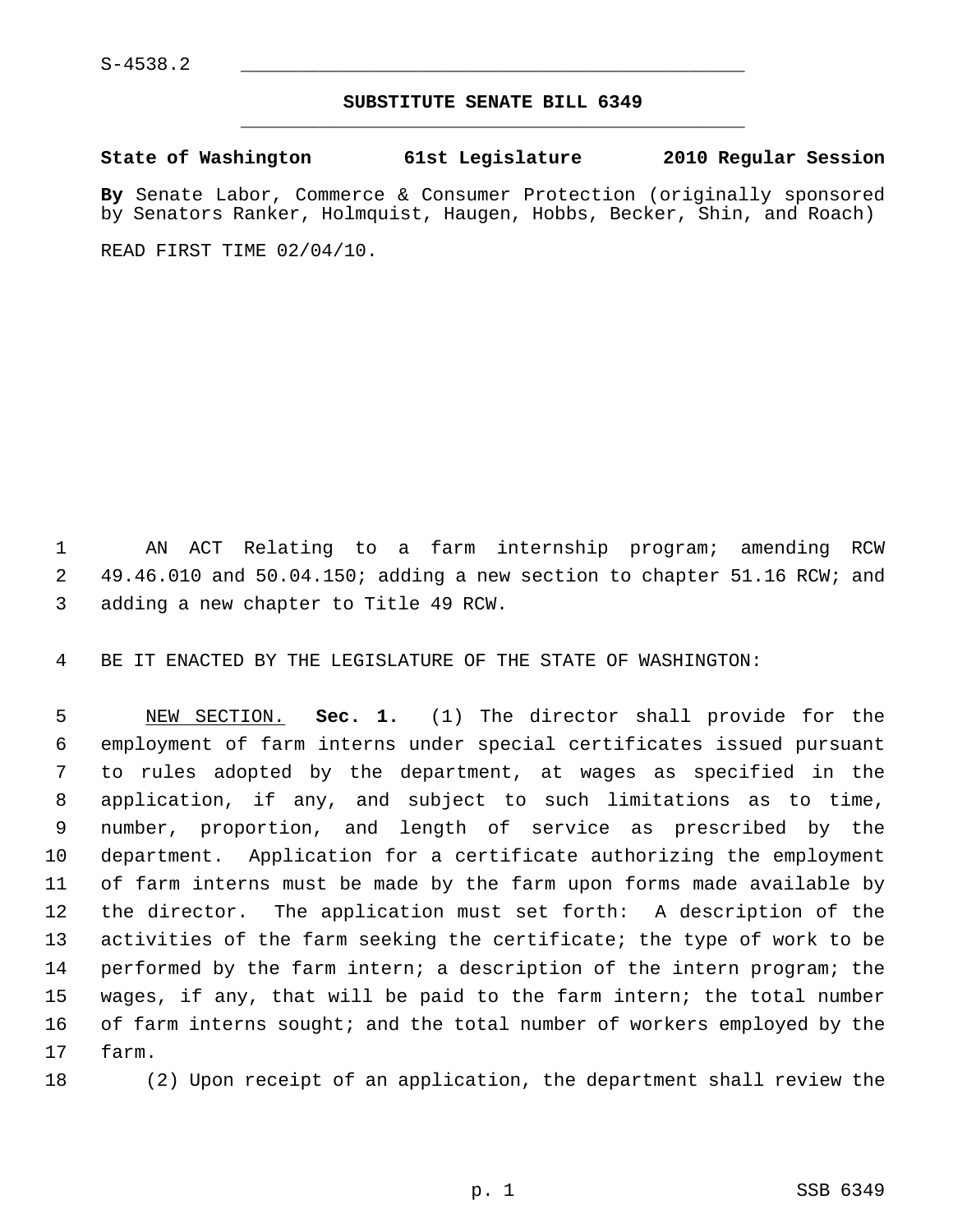S-4538.2

## SUBSTITUTE SENATE BILL 6349

**State of Washington 61st Legislature 2010 Regular Session**

**By** Senate Labor, Commerce & Consumer Protection (originally sponsored by Senators Ranker, Holmquist, Haugen, Hobbs, Becker, Shin, and Roach)

READ FIRST TIME 02/04/10.

AN ACT Relating to a farm internship program; amending RCW 49.46.010 and 50.04.150; adding a new section to chapter 51.16 RCW; and adding a new chapter to Title 49 RCW.

BE IT ENACTED BY THE LEGISLATURE OF THE STATE OF WASHINGTON:

NEW SECTION. **Sec. 1.** (1) The director shall provide for the employment of farm interns under special certificates issued pursuant to rules adopted by the department, at wages as specified in the application, if any, and subject to such limitations as to time, number, proportion, and length of service as prescribed by the department. Application for a certificate authorizing the employment of farm interns must be made by the farm upon forms made available by the director. The application must set forth: A description of the activities of the farm seeking the certificate; the type of work to be performed by the farm intern; a description of the intern program; the wages, if any, that will be paid to the farm intern; the total number of farm interns sought; and the total number of workers employed by the farm.

(2) Upon receipt of an application, the department shall review the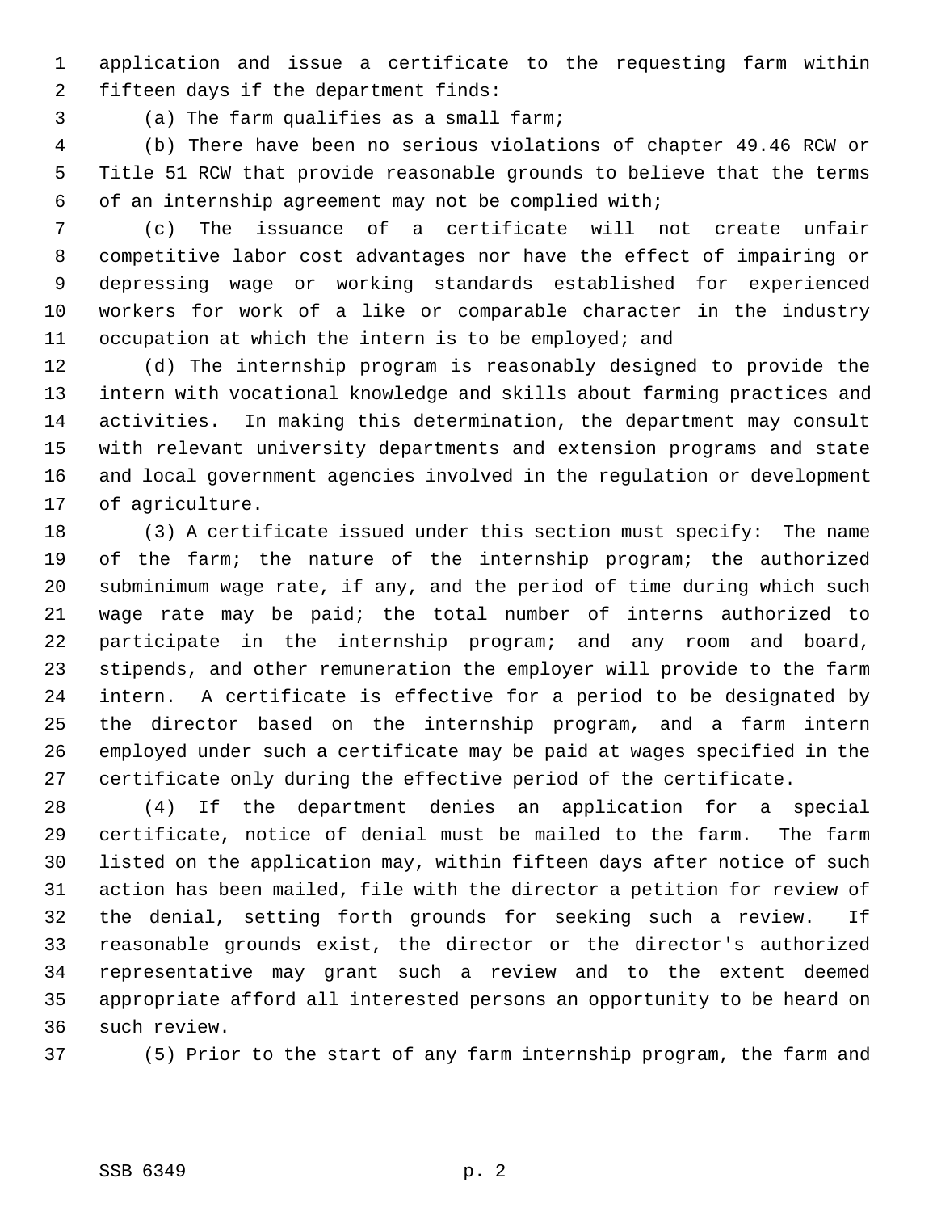application and issue a certificate to the requesting farm within fifteen days if the department finds:

(a) The farm qualifies as a small farm;

(b) There have been no serious violations of chapter 49.46 RCW or Title 51 RCW that provide reasonable grounds to believe that the terms of an internship agreement may not be complied with;

(c) The issuance of a certificate will not create unfair competitive labor cost advantages nor have the effect of impairing or depressing wage or working standards established for experienced workers for work of a like or comparable character in the industry occupation at which the intern is to be employed; and

(d) The internship program is reasonably designed to provide the intern with vocational knowledge and skills about farming practices and activities. In making this determination, the department may consult with relevant university departments and extension programs and state and local government agencies involved in the regulation or development of agriculture.

(3) A certificate issued under this section must specify: The name of the farm; the nature of the internship program; the authorized subminimum wage rate, if any, and the period of time during which such wage rate may be paid; the total number of interns authorized to participate in the internship program; and any room and board, stipends, and other remuneration the employer will provide to the farm intern. A certificate is effective for a period to be designated by the director based on the internship program, and a farm intern employed under such a certificate may be paid at wages specified in the certificate only during the effective period of the certificate.

(4) If the department denies an application for a special certificate, notice of denial must be mailed to the farm. The farm listed on the application may, within fifteen days after notice of such action has been mailed, file with the director a petition for review of the denial, setting forth grounds for seeking such a review. If reasonable grounds exist, the director or the director's authorized representative may grant such a review and to the extent deemed appropriate afford all interested persons an opportunity to be heard on such review.

(5) Prior to the start of any farm internship program, the farm and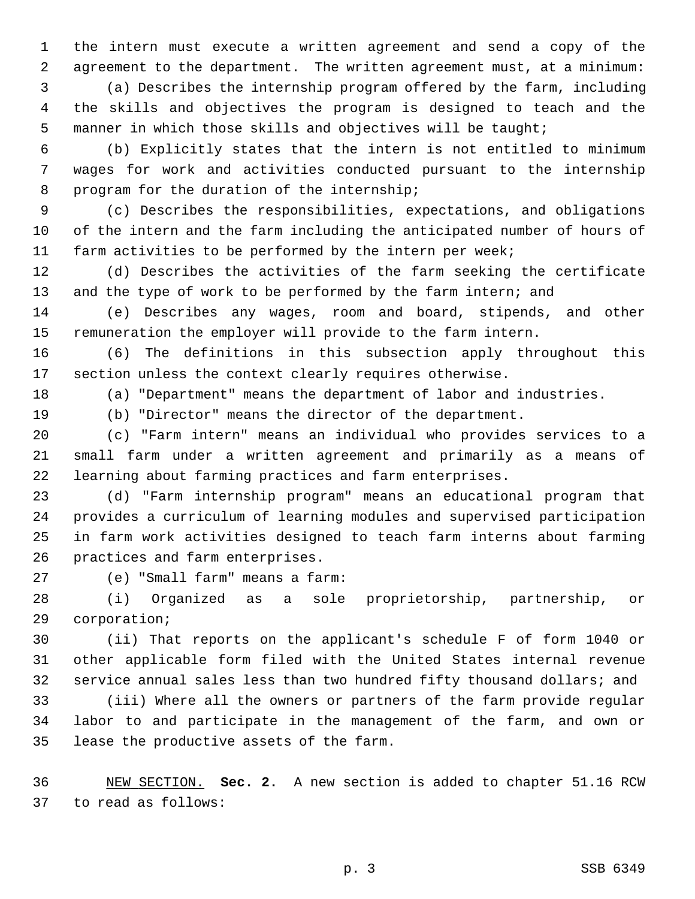the intern must execute a written agreement and send a copy of the agreement to the department. The written agreement must, at a minimum:

(a) Describes the internship program offered by the farm, including the skills and objectives the program is designed to teach and the manner in which those skills and objectives will be taught;

(b) Explicitly states that the intern is not entitled to minimum wages for work and activities conducted pursuant to the internship program for the duration of the internship;

(c) Describes the responsibilities, expectations, and obligations of the intern and the farm including the anticipated number of hours of farm activities to be performed by the intern per week;

(d) Describes the activities of the farm seeking the certificate and the type of work to be performed by the farm intern; and

(e) Describes any wages, room and board, stipends, and other remuneration the employer will provide to the farm intern.

(6) The definitions in this subsection apply throughout this section unless the context clearly requires otherwise.

(a) "Department" means the department of labor and industries.

(b) "Director" means the director of the department.

(c) "Farm intern" means an individual who provides services to a small farm under a written agreement and primarily as a means of learning about farming practices and farm enterprises.

(d) "Farm internship program" means an educational program that provides a curriculum of learning modules and supervised participation in farm work activities designed to teach farm interns about farming practices and farm enterprises.

(e) "Small farm" means a farm:

(i) Organized as a sole proprietorship, partnership, or corporation;

(ii) That reports on the applicant's schedule F of form 1040 or other applicable form filed with the United States internal revenue service annual sales less than two hundred fifty thousand dollars; and

(iii) Where all the owners or partners of the farm provide regular labor to and participate in the management of the farm, and own or lease the productive assets of the farm.

NEW SECTION. **Sec. 2.** A new section is added to chapter 51.16 RCW to read as follows: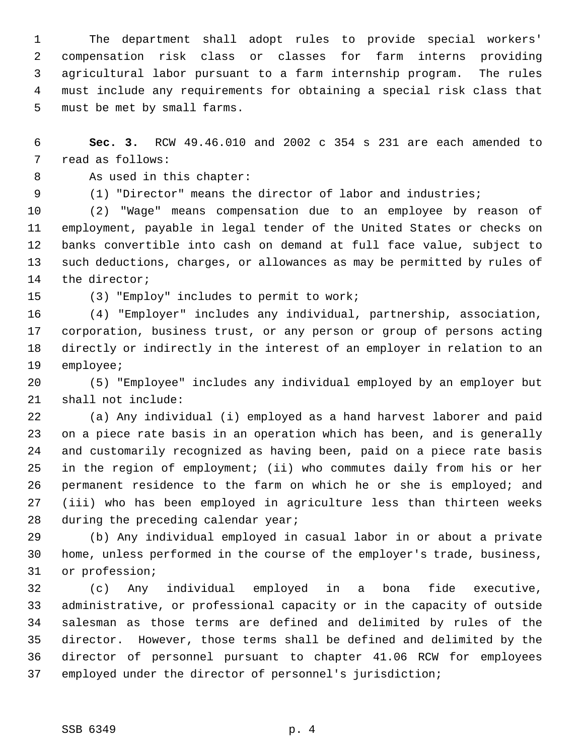The department shall adopt rules to provide special workers' compensation risk class or classes for farm interns providing agricultural labor pursuant to a farm internship program. The rules must include any requirements for obtaining a special risk class that must be met by small farms.

**Sec. 3.** RCW 49.46.010 and 2002 c 354 s 231 are each amended to read as follows:

As used in this chapter:

(1) "Director" means the director of labor and industries;

(2) "Wage" means compensation due to an employee by reason of employment, payable in legal tender of the United States or checks on banks convertible into cash on demand at full face value, subject to such deductions, charges, or allowances as may be permitted by rules of the director;

(3) "Employ" includes to permit to work;

(4) "Employer" includes any individual, partnership, association, corporation, business trust, or any person or group of persons acting directly or indirectly in the interest of an employer in relation to an employee;

(5) "Employee" includes any individual employed by an employer but shall not include:

(a) Any individual (i) employed as a hand harvest laborer and paid on a piece rate basis in an operation which has been, and is generally and customarily recognized as having been, paid on a piece rate basis in the region of employment; (ii) who commutes daily from his or her permanent residence to the farm on which he or she is employed; and (iii) who has been employed in agriculture less than thirteen weeks during the preceding calendar year;

(b) Any individual employed in casual labor in or about a private home, unless performed in the course of the employer's trade, business, or profession;

(c) Any individual employed in a bona fide executive, administrative, or professional capacity or in the capacity of outside salesman as those terms are defined and delimited by rules of the director. However, those terms shall be defined and delimited by the director of personnel pursuant to chapter 41.06 RCW for employees employed under the director of personnel's jurisdiction;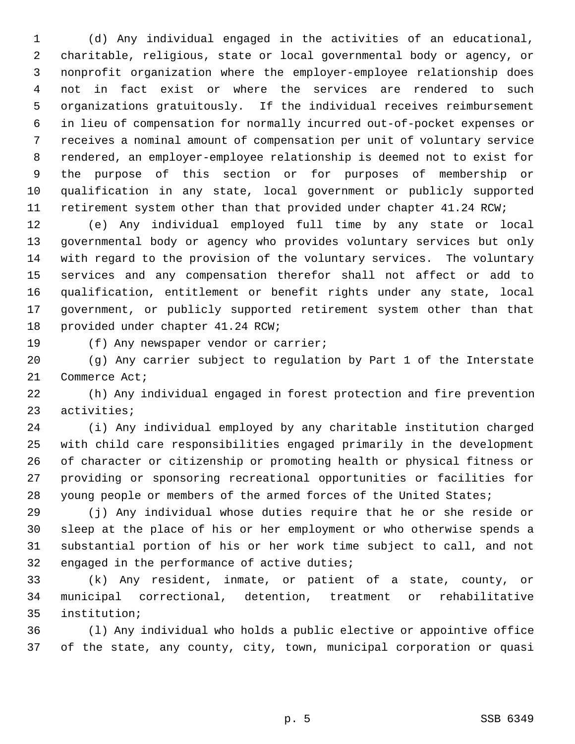(d) Any individual engaged in the activities of an educational, charitable, religious, state or local governmental body or agency, or nonprofit organization where the employer-employee relationship does not in fact exist or where the services are rendered to such organizations gratuitously. If the individual receives reimbursement in lieu of compensation for normally incurred out-of-pocket expenses or receives a nominal amount of compensation per unit of voluntary service rendered, an employer-employee relationship is deemed not to exist for the purpose of this section or for purposes of membership or qualification in any state, local government or publicly supported retirement system other than that provided under chapter 41.24 RCW;

(e) Any individual employed full time by any state or local governmental body or agency who provides voluntary services but only with regard to the provision of the voluntary services. The voluntary services and any compensation therefor shall not affect or add to qualification, entitlement or benefit rights under any state, local government, or publicly supported retirement system other than that provided under chapter 41.24 RCW;

(f) Any newspaper vendor or carrier;

(g) Any carrier subject to regulation by Part 1 of the Interstate Commerce Act;

(h) Any individual engaged in forest protection and fire prevention activities;

(i) Any individual employed by any charitable institution charged with child care responsibilities engaged primarily in the development of character or citizenship or promoting health or physical fitness or providing or sponsoring recreational opportunities or facilities for young people or members of the armed forces of the United States;

(j) Any individual whose duties require that he or she reside or sleep at the place of his or her employment or who otherwise spends a substantial portion of his or her work time subject to call, and not engaged in the performance of active duties;

(k) Any resident, inmate, or patient of a state, county, or municipal correctional, detention, treatment or rehabilitative institution;

(l) Any individual who holds a public elective or appointive office of the state, any county, city, town, municipal corporation or quasi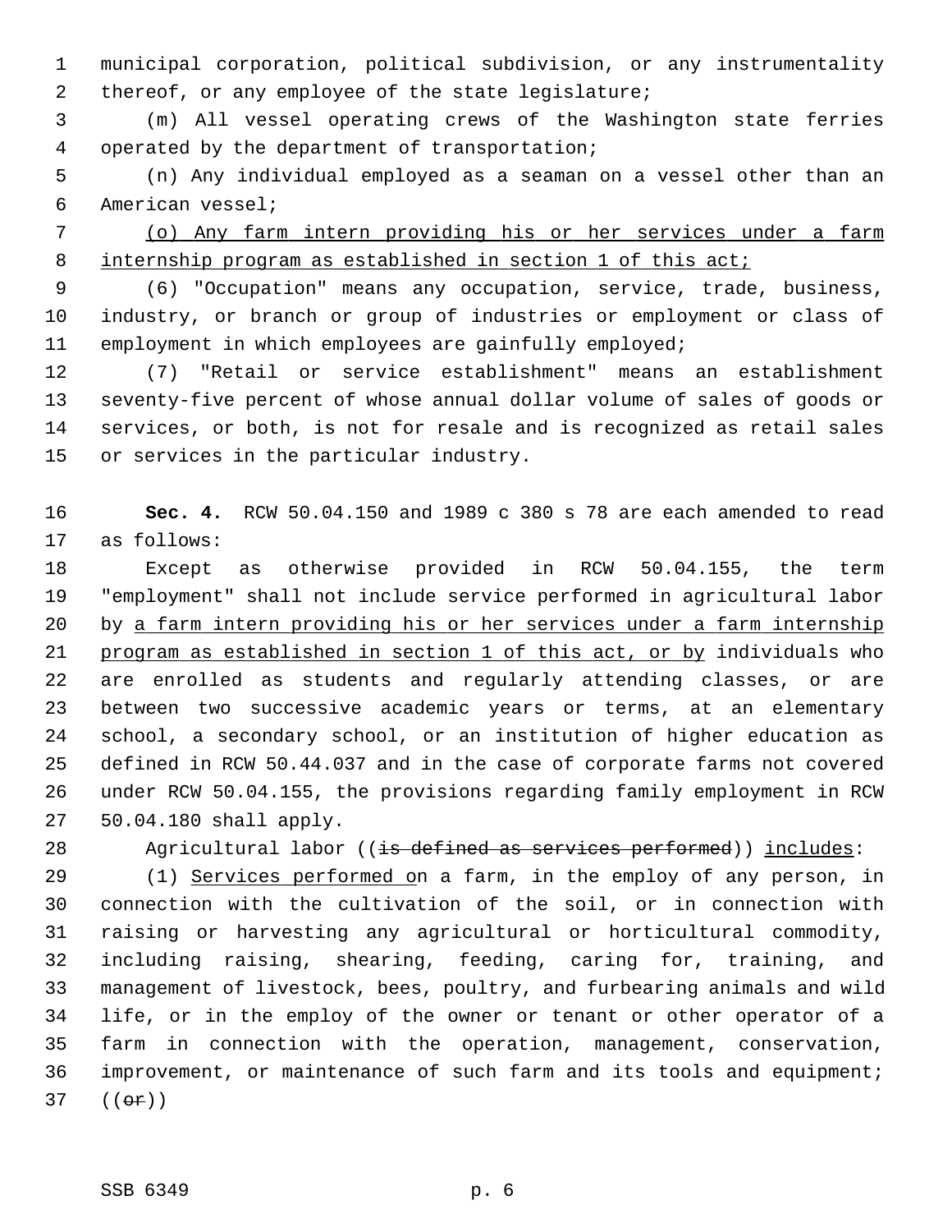municipal corporation, political subdivision, or any instrumentality thereof, or any employee of the state legislature;

(m) All vessel operating crews of the Washington state ferries operated by the department of transportation;

(n) Any individual employed as a seaman on a vessel other than an American vessel;

<u>(o) Any farm intern providing his or her services under a farm internship program as established in section 1 of this act;</u>

(6) "Occupation" means any occupation, service, trade, business, industry, or branch or group of industries or employment or class of employment in which employees are gainfully employed;

(7) "Retail or service establishment" means an establishment seventy-five percent of whose annual dollar volume of sales of goods or services, or both, is not for resale and is recognized as retail sales or services in the particular industry.

**Sec. 4.** RCW 50.04.150 and 1989 c 380 s 78 are each amended to read as follows:

Except as otherwise provided in RCW 50.04.155, the term "employment" shall not include service performed in agricultural labor by <u>a farm intern providing his or her services under a farm internship program as established in section 1 of this act, or by</u> individuals who are enrolled as students and regularly attending classes, or are between two successive academic years or terms, at an elementary school, a secondary school, or an institution of higher education as defined in RCW 50.44.037 and in the case of corporate farms not covered under RCW 50.04.155, the provisions regarding family employment in RCW 50.04.180 shall apply.

Agricultural labor ((~~is defined as services performed~~)) <u>includes</u>:

(1) <u>Services performed o</u>n a farm, in the employ of any person, in connection with the cultivation of the soil, or in connection with raising or harvesting any agricultural or horticultural commodity, including raising, shearing, feeding, caring for, training, and management of livestock, bees, poultry, and furbearing animals and wild life, or in the employ of the owner or tenant or other operator of a farm in connection with the operation, management, conservation, improvement, or maintenance of such farm and its tools and equipment; ((~~or~~))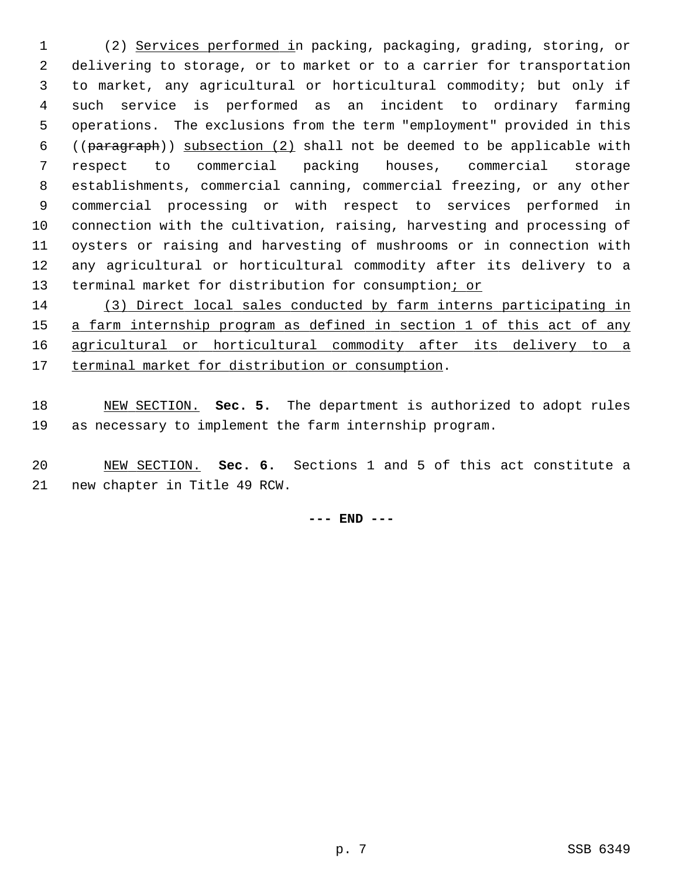(2) Services performed in packing, packaging, grading, storing, or delivering to storage, or to market or to a carrier for transportation to market, any agricultural or horticultural commodity; but only if such service is performed as an incident to ordinary farming operations. The exclusions from the term "employment" provided in this ((~~paragraph~~)) subsection (2) shall not be deemed to be applicable with respect to commercial packing houses, commercial storage establishments, commercial canning, commercial freezing, or any other commercial processing or with respect to services performed in connection with the cultivation, raising, harvesting and processing of oysters or raising and harvesting of mushrooms or in connection with any agricultural or horticultural commodity after its delivery to a terminal market for distribution for consumption; or

(3) Direct local sales conducted by farm interns participating in a farm internship program as defined in section 1 of this act of any agricultural or horticultural commodity after its delivery to a terminal market for distribution or consumption.

NEW SECTION. **Sec. 5.** The department is authorized to adopt rules as necessary to implement the farm internship program.

NEW SECTION. **Sec. 6.** Sections 1 and 5 of this act constitute a new chapter in Title 49 RCW.

**--- END ---**